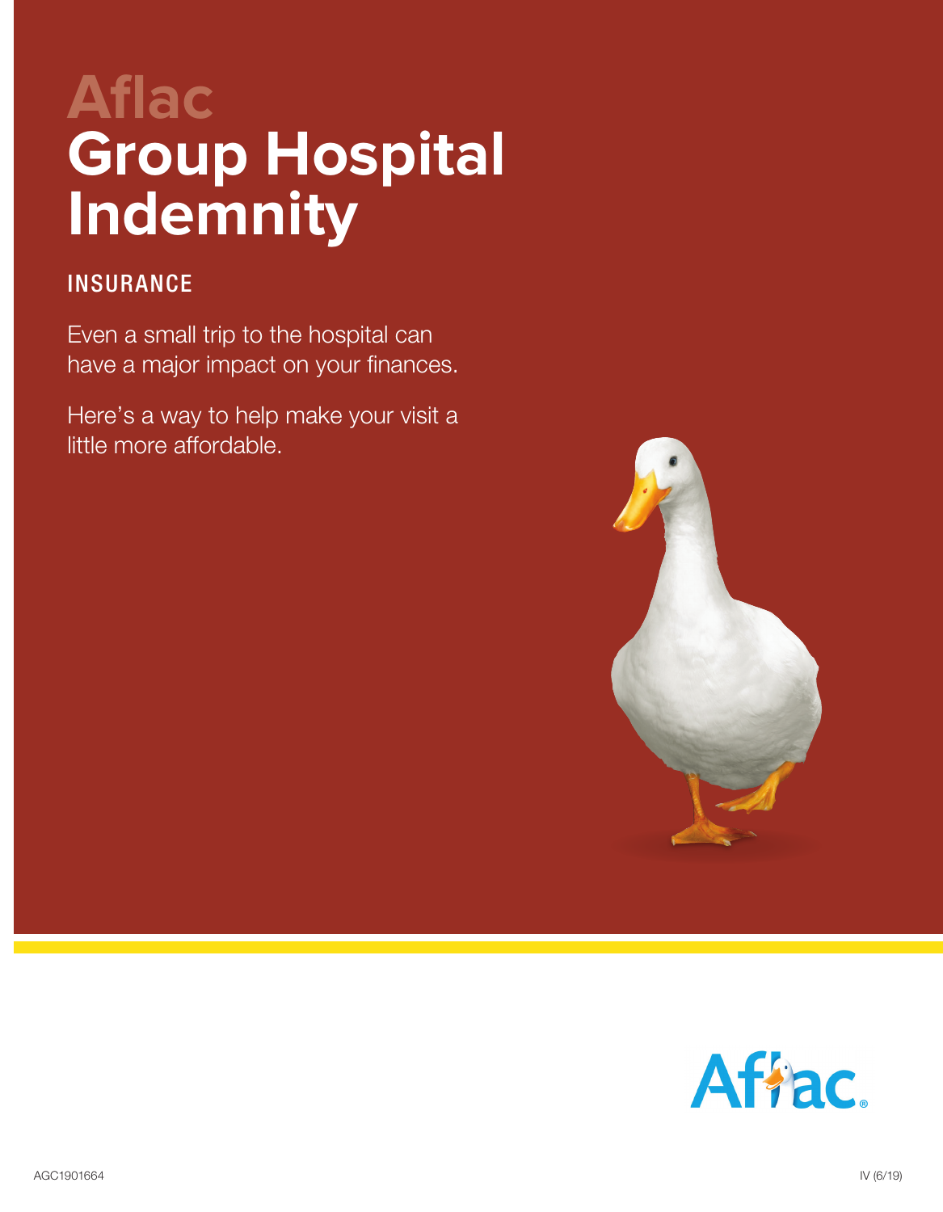# Aflac Group Hospital Indemnity

## INSURANCE

Even a small trip to the hospital can have a major impact on your finances.

Here's a way to help make your visit a little more affordable.

AGC1901664

IV (6/19)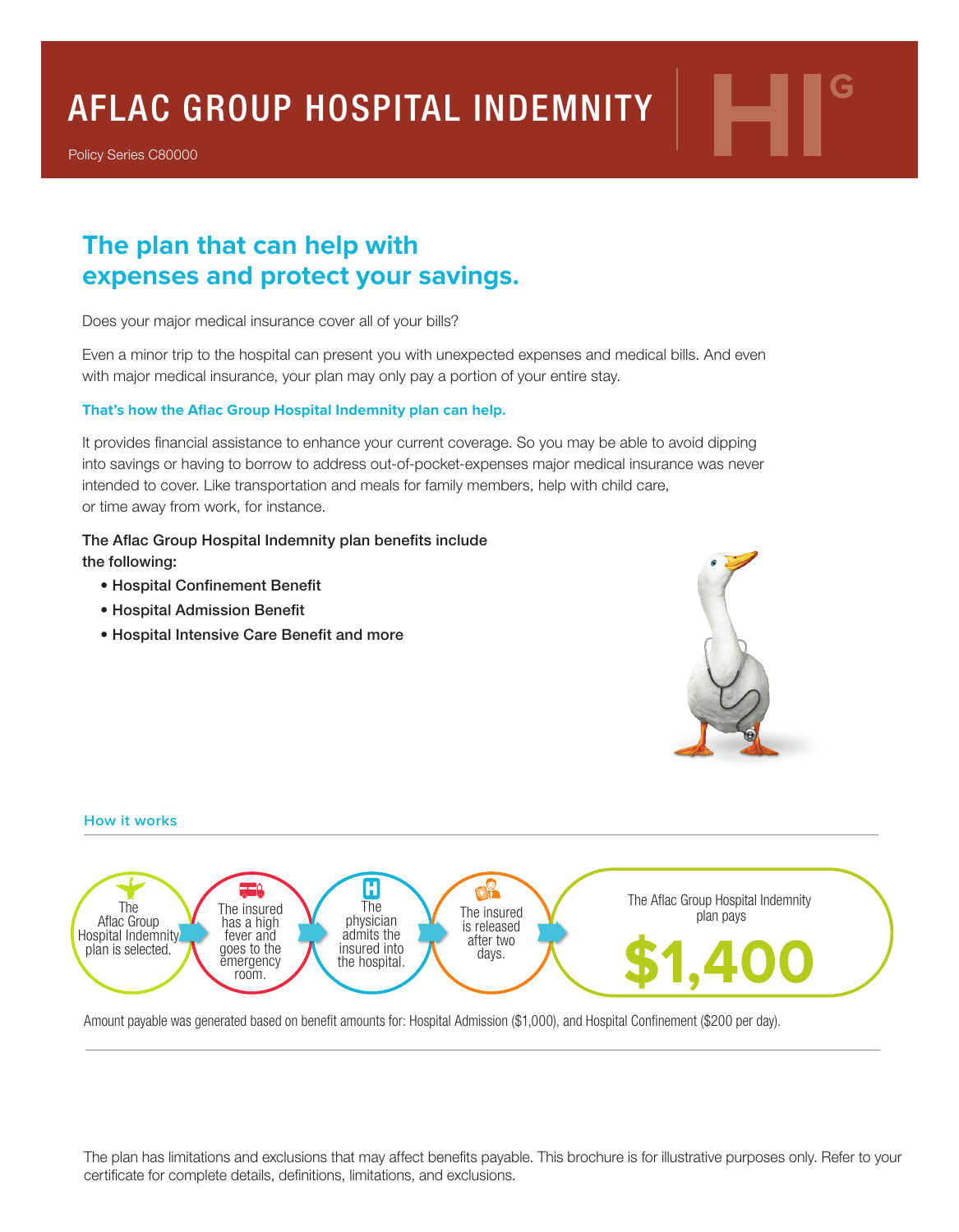# AFLAC GROUP HOSPITAL INDEMNITY

Policy Series C80000

## The plan that can help with expenses and protect your savings.

Does your major medical insurance cover all of your bills?

Even a minor trip to the hospital can present you with unexpected expenses and medical bills. And even with major medical insurance, your plan may only pay a portion of your entire stay.

**That's how the Aflac Group Hospital Indemnity plan can help.**

It provides financial assistance to enhance your current coverage. So you may be able to avoid dipping into savings or having to borrow to address out-of-pocket-expenses major medical insurance was never intended to cover. Like transportation and meals for family members, help with child care, or time away from work, for instance.

The Aflac Group Hospital Indemnity plan benefits include the following:

- Hospital Confinement Benefit
- Hospital Admission Benefit
- Hospital Intensive Care Benefit and more

### How it works

The Aflac Group Hospital Indemnity plan is selected. → The insured has a high fever and goes to the emergency room. → The physician admits the insured into the hospital. → The insured is released after two days. → The Aflac Group Hospital Indemnity plan pays **$1,400**

Amount payable was generated based on benefit amounts for: Hospital Admission ($1,000), and Hospital Confinement ($200 per day).

The plan has limitations and exclusions that may affect benefits payable. This brochure is for illustrative purposes only. Refer to your certificate for complete details, definitions, limitations, and exclusions.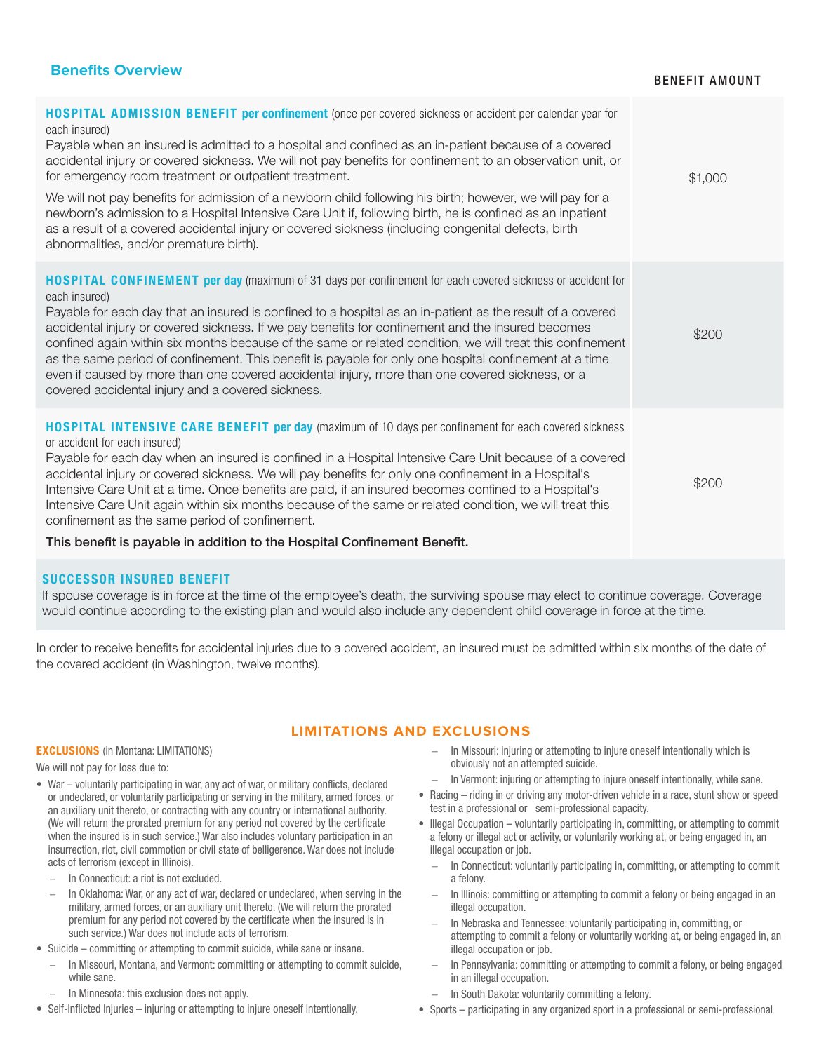## Benefits Overview

| | BENEFIT AMOUNT |
|---|---|
| **HOSPITAL ADMISSION BENEFIT per confinement** (once per covered sickness or accident per calendar year for each insured)<br>Payable when an insured is admitted to a hospital and confined as an in-patient because of a covered accidental injury or covered sickness. We will not pay benefits for confinement to an observation unit, or for emergency room treatment or outpatient treatment.<br>We will not pay benefits for admission of a newborn child following his birth; however, we will pay for a newborn's admission to a Hospital Intensive Care Unit if, following birth, he is confined as an inpatient as a result of a covered accidental injury or covered sickness (including congenital defects, birth abnormalities, and/or premature birth). | $1,000 |
| **HOSPITAL CONFINEMENT per day** (maximum of 31 days per confinement for each covered sickness or accident for each insured)<br>Payable for each day that an insured is confined to a hospital as an in-patient as the result of a covered accidental injury or covered sickness. If we pay benefits for confinement and the insured becomes confined again within six months because of the same or related condition, we will treat this confinement as the same period of confinement. This benefit is payable for only one hospital confinement at a time even if caused by more than one covered accidental injury, more than one covered sickness, or a covered accidental injury and a covered sickness. | $200 |
| **HOSPITAL INTENSIVE CARE BENEFIT per day** (maximum of 10 days per confinement for each covered sickness or accident for each insured)<br>Payable for each day when an insured is confined in a Hospital Intensive Care Unit because of a covered accidental injury or covered sickness. We will pay benefits for only one confinement in a Hospital's Intensive Care Unit at a time. Once benefits are paid, if an insured becomes confined to a Hospital's Intensive Care Unit again within six months because of the same or related condition, we will treat this confinement as the same period of confinement.<br>**This benefit is payable in addition to the Hospital Confinement Benefit.** | $200 |

**SUCCESSOR INSURED BENEFIT**
If spouse coverage is in force at the time of the employee's death, the surviving spouse may elect to continue coverage. Coverage would continue according to the existing plan and would also include any dependent child coverage in force at the time.

In order to receive benefits for accidental injuries due to a covered accident, an insured must be admitted within six months of the date of the covered accident (in Washington, twelve months).

## LIMITATIONS AND EXCLUSIONS

**EXCLUSIONS** (in Montana: LIMITATIONS)

We will not pay for loss due to:

- War – voluntarily participating in war, any act of war, or military conflicts, declared or undeclared, or voluntarily participating or serving in the military, armed forces, or an auxiliary unit thereto, or contracting with any country or international authority. (We will return the prorated premium for any period not covered by the certificate when the insured is in such service.) War also includes voluntary participation in an insurrection, riot, civil commotion or civil state of belligerence. War does not include acts of terrorism (except in Illinois).
  - In Connecticut: a riot is not excluded.
  - In Oklahoma: War, or any act of war, declared or undeclared, when serving in the military, armed forces, or an auxiliary unit thereto. (We will return the prorated premium for any period not covered by the certificate when the insured is in such service.) War does not include acts of terrorism.
- Suicide – committing or attempting to commit suicide, while sane or insane.
  - In Missouri, Montana, and Vermont: committing or attempting to commit suicide, while sane.
  - In Minnesota: this exclusion does not apply.
- Self-Inflicted Injuries – injuring or attempting to injure oneself intentionally.
  - In Missouri: injuring or attempting to injure oneself intentionally which is obviously not an attempted suicide.
  - In Vermont: injuring or attempting to injure oneself intentionally, while sane.
- Racing – riding in or driving any motor-driven vehicle in a race, stunt show or speed test in a professional or semi-professional capacity.
- Illegal Occupation – voluntarily participating in, committing, or attempting to commit a felony or illegal act or activity, or voluntarily working at, or being engaged in, an illegal occupation or job.
  - In Connecticut: voluntarily participating in, committing, or attempting to commit a felony.
  - In Illinois: committing or attempting to commit a felony or being engaged in an illegal occupation.
  - In Nebraska and Tennessee: voluntarily participating in, committing, or attempting to commit a felony or voluntarily working at, or being engaged in, an illegal occupation or job.
  - In Pennsylvania: committing or attempting to commit a felony, or being engaged in an illegal occupation.
  - In South Dakota: voluntarily committing a felony.
- Sports – participating in any organized sport in a professional or semi-professional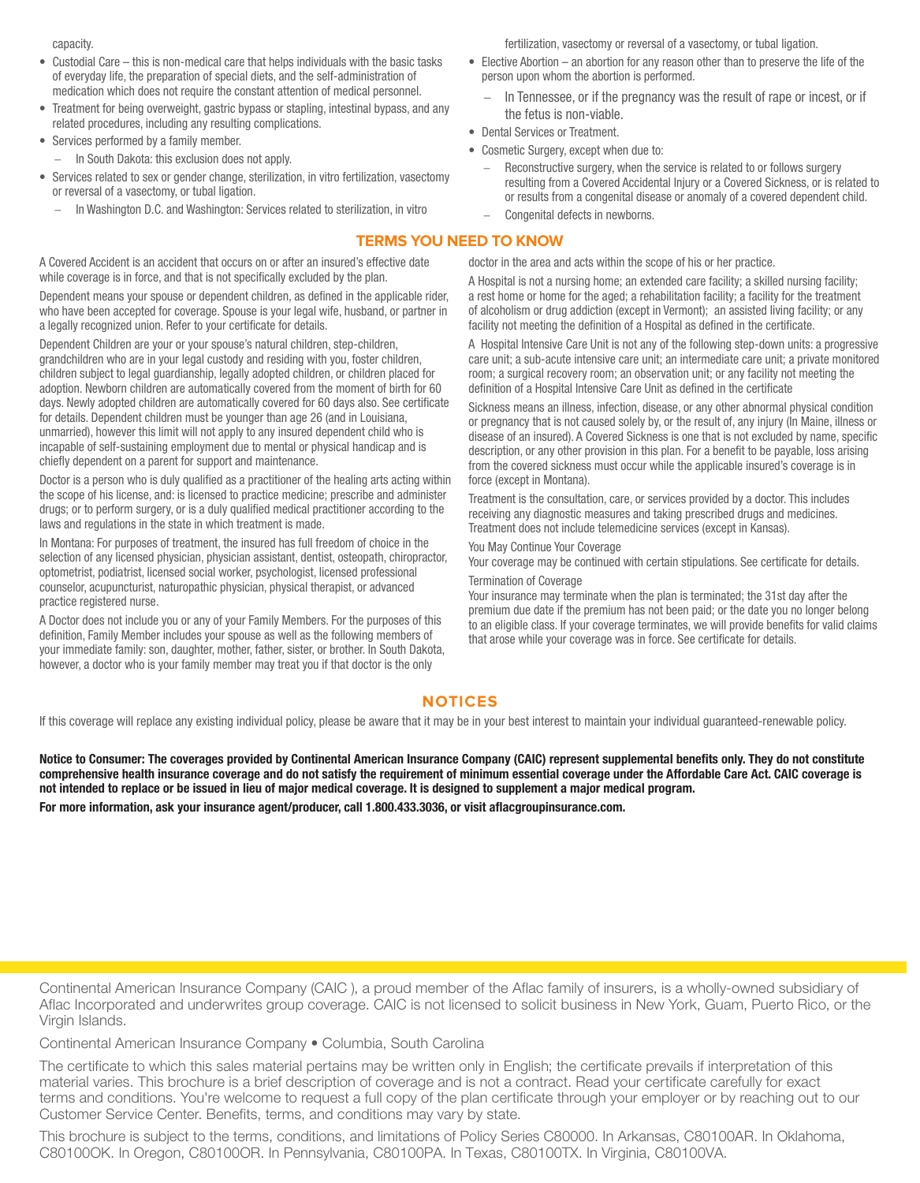capacity.

- Custodial Care – this is non-medical care that helps individuals with the basic tasks of everyday life, the preparation of special diets, and the self-administration of medication which does not require the constant attention of medical personnel.
- Treatment for being overweight, gastric bypass or stapling, intestinal bypass, and any related procedures, including any resulting complications.
- Services performed by a family member.
  - In South Dakota: this exclusion does not apply.
- Services related to sex or gender change, sterilization, in vitro fertilization, vasectomy or reversal of a vasectomy, or tubal ligation.
  - In Washington D.C. and Washington: Services related to sterilization, in vitro fertilization, vasectomy or reversal of a vasectomy, or tubal ligation.
- Elective Abortion – an abortion for any reason other than to preserve the life of the person upon whom the abortion is performed.
  - In Tennessee, or if the pregnancy was the result of rape or incest, or if the fetus is non-viable.
- Dental Services or Treatment.
- Cosmetic Surgery, except when due to:
  - Reconstructive surgery, when the service is related to or follows surgery resulting from a Covered Accidental Injury or a Covered Sickness, or is related to or results from a congenital disease or anomaly of a covered dependent child.
  - Congenital defects in newborns.

## TERMS YOU NEED TO KNOW

A Covered Accident is an accident that occurs on or after an insured's effective date while coverage is in force, and that is not specifically excluded by the plan.

Dependent means your spouse or dependent children, as defined in the applicable rider, who have been accepted for coverage. Spouse is your legal wife, husband, or partner in a legally recognized union. Refer to your certificate for details.

Dependent Children are your or your spouse's natural children, step-children, grandchildren who are in your legal custody and residing with you, foster children, children subject to legal guardianship, legally adopted children, or children placed for adoption. Newborn children are automatically covered from the moment of birth for 60 days. Newly adopted children are automatically covered for 60 days also. See certificate for details. Dependent children must be younger than age 26 (and in Louisiana, unmarried), however this limit will not apply to any insured dependent child who is incapable of self-sustaining employment due to mental or physical handicap and is chiefly dependent on a parent for support and maintenance.

Doctor is a person who is duly qualified as a practitioner of the healing arts acting within the scope of his license, and: is licensed to practice medicine; prescribe and administer drugs; or to perform surgery, or is a duly qualified medical practitioner according to the laws and regulations in the state in which treatment is made.

In Montana: For purposes of treatment, the insured has full freedom of choice in the selection of any licensed physician, physician assistant, dentist, osteopath, chiropractor, optometrist, podiatrist, licensed social worker, psychologist, licensed professional counselor, acupuncturist, naturopathic physician, physical therapist, or advanced practice registered nurse.

A Doctor does not include you or any of your Family Members. For the purposes of this definition, Family Member includes your spouse as well as the following members of your immediate family: son, daughter, mother, father, sister, or brother. In South Dakota, however, a doctor who is your family member may treat you if that doctor is the only doctor in the area and acts within the scope of his or her practice.

A Hospital is not a nursing home; an extended care facility; a skilled nursing facility; a rest home or home for the aged; a rehabilitation facility; a facility for the treatment of alcoholism or drug addiction (except in Vermont); an assisted living facility; or any facility not meeting the definition of a Hospital as defined in the certificate.

A Hospital Intensive Care Unit is not any of the following step-down units: a progressive care unit; a sub-acute intensive care unit; an intermediate care unit; a private monitored room; a surgical recovery room; an observation unit; or any facility not meeting the definition of a Hospital Intensive Care Unit as defined in the certificate

Sickness means an illness, infection, disease, or any other abnormal physical condition or pregnancy that is not caused solely by, or the result of, any injury (In Maine, illness or disease of an insured). A Covered Sickness is one that is not excluded by name, specific description, or any other provision in this plan. For a benefit to be payable, loss arising from the covered sickness must occur while the applicable insured's coverage is in force (except in Montana).

Treatment is the consultation, care, or services provided by a doctor. This includes receiving any diagnostic measures and taking prescribed drugs and medicines. Treatment does not include telemedicine services (except in Kansas).

You May Continue Your Coverage

Your coverage may be continued with certain stipulations. See certificate for details.

Termination of Coverage

Your insurance may terminate when the plan is terminated; the 31st day after the premium due date if the premium has not been paid; or the date you no longer belong to an eligible class. If your coverage terminates, we will provide benefits for valid claims that arose while your coverage was in force. See certificate for details.

## NOTICES

If this coverage will replace any existing individual policy, please be aware that it may be in your best interest to maintain your individual guaranteed-renewable policy.

**Notice to Consumer: The coverages provided by Continental American Insurance Company (CAIC) represent supplemental benefits only. They do not constitute comprehensive health insurance coverage and do not satisfy the requirement of minimum essential coverage under the Affordable Care Act. CAIC coverage is not intended to replace or be issued in lieu of major medical coverage. It is designed to supplement a major medical program.**

**For more information, ask your insurance agent/producer, call 1.800.433.3036, or visit aflacgroupinsurance.com.**

Continental American Insurance Company (CAIC ), a proud member of the Aflac family of insurers, is a wholly-owned subsidiary of Aflac Incorporated and underwrites group coverage. CAIC is not licensed to solicit business in New York, Guam, Puerto Rico, or the Virgin Islands.

Continental American Insurance Company • Columbia, South Carolina

The certificate to which this sales material pertains may be written only in English; the certificate prevails if interpretation of this material varies. This brochure is a brief description of coverage and is not a contract. Read your certificate carefully for exact terms and conditions. You're welcome to request a full copy of the plan certificate through your employer or by reaching out to our Customer Service Center. Benefits, terms, and conditions may vary by state.

This brochure is subject to the terms, conditions, and limitations of Policy Series C80000. In Arkansas, C80100AR. In Oklahoma, C80100OK. In Oregon, C80100OR. In Pennsylvania, C80100PA. In Texas, C80100TX. In Virginia, C80100VA.